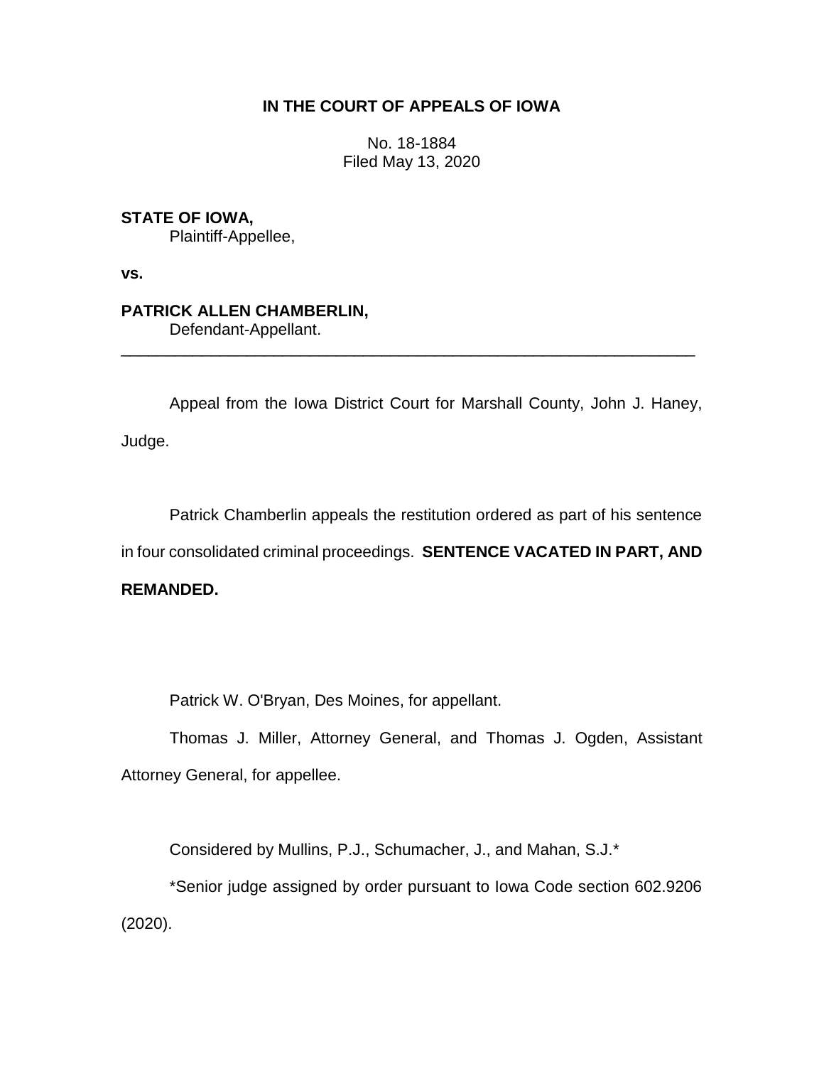**IN THE COURT OF APPEALS OF IOWA**

No. 18-1884
Filed May 13, 2020

**STATE OF IOWA,**
Plaintiff-Appellee,

**vs.**

**PATRICK ALLEN CHAMBERLIN,**
Defendant-Appellant.

---

Appeal from the Iowa District Court for Marshall County, John J. Haney, Judge.

Patrick Chamberlin appeals the restitution ordered as part of his sentence in four consolidated criminal proceedings. **SENTENCE VACATED IN PART, AND REMANDED.**

Patrick W. O'Bryan, Des Moines, for appellant.

Thomas J. Miller, Attorney General, and Thomas J. Ogden, Assistant Attorney General, for appellee.

Considered by Mullins, P.J., Schumacher, J., and Mahan, S.J.*

*Senior judge assigned by order pursuant to Iowa Code section 602.9206 (2020).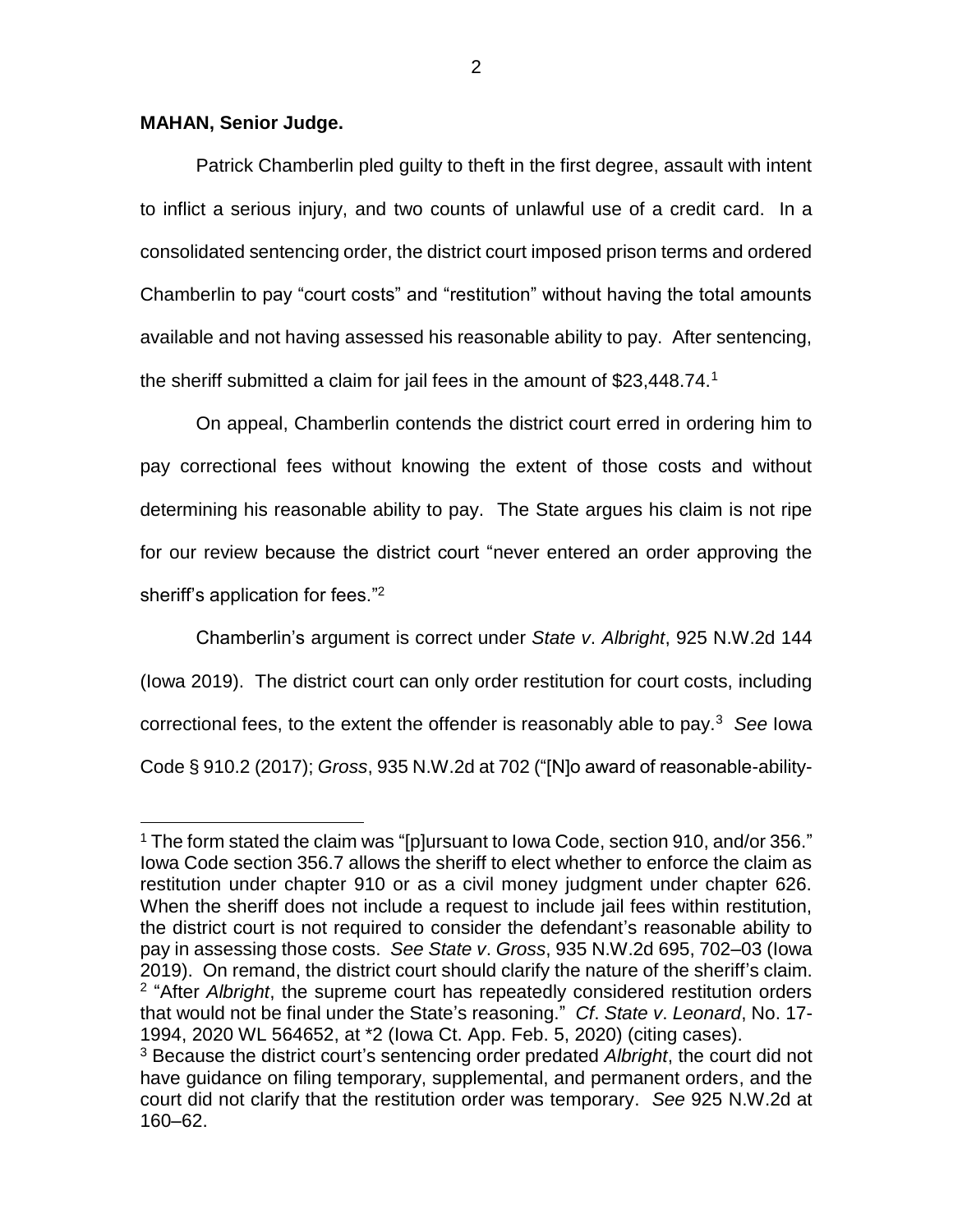**MAHAN, Senior Judge.**

Patrick Chamberlin pled guilty to theft in the first degree, assault with intent to inflict a serious injury, and two counts of unlawful use of a credit card. In a consolidated sentencing order, the district court imposed prison terms and ordered Chamberlin to pay "court costs" and "restitution" without having the total amounts available and not having assessed his reasonable ability to pay. After sentencing, the sheriff submitted a claim for jail fees in the amount of $23,448.74.[1]

On appeal, Chamberlin contends the district court erred in ordering him to pay correctional fees without knowing the extent of those costs and without determining his reasonable ability to pay. The State argues his claim is not ripe for our review because the district court "never entered an order approving the sheriff's application for fees."[2]

Chamberlin's argument is correct under *State v. Albright*, 925 N.W.2d 144 (Iowa 2019). The district court can only order restitution for court costs, including correctional fees, to the extent the offender is reasonably able to pay.[3] *See* Iowa Code § 910.2 (2017); *Gross*, 935 N.W.2d at 702 ("[N]o award of reasonable-ability-

---

[1] The form stated the claim was "[p]ursuant to Iowa Code, section 910, and/or 356." Iowa Code section 356.7 allows the sheriff to elect whether to enforce the claim as restitution under chapter 910 or as a civil money judgment under chapter 626. When the sheriff does not include a request to include jail fees within restitution, the district court is not required to consider the defendant's reasonable ability to pay in assessing those costs. *See State v. Gross*, 935 N.W.2d 695, 702–03 (Iowa 2019). On remand, the district court should clarify the nature of the sheriff's claim.

[2] "After *Albright*, the supreme court has repeatedly considered restitution orders that would not be final under the State's reasoning." *Cf. State v. Leonard*, No. 17-1994, 2020 WL 564652, at *2 (Iowa Ct. App. Feb. 5, 2020) (citing cases).

[3] Because the district court's sentencing order predated *Albright*, the court did not have guidance on filing temporary, supplemental, and permanent orders, and the court did not clarify that the restitution order was temporary. *See* 925 N.W.2d at 160–62.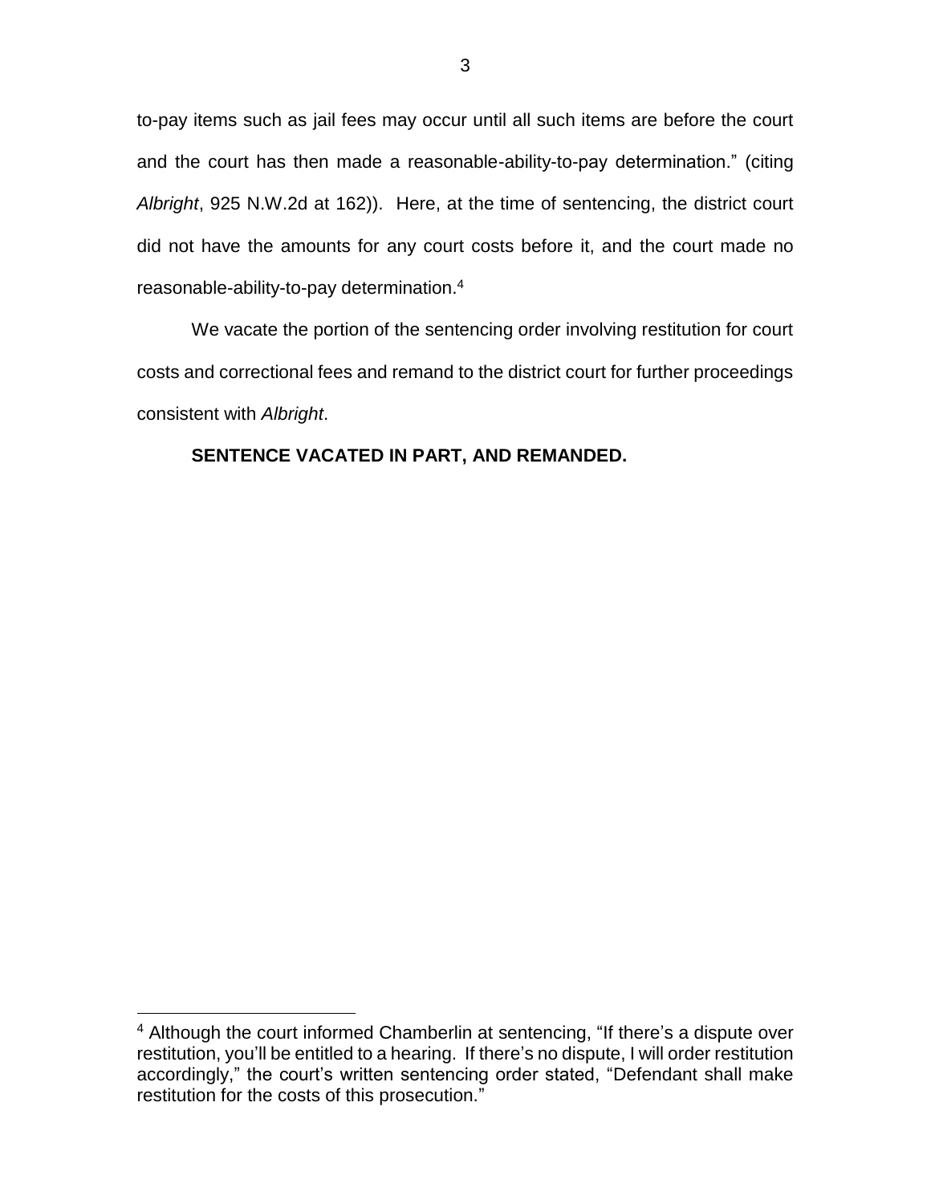to-pay items such as jail fees may occur until all such items are before the court and the court has then made a reasonable-ability-to-pay determination." (citing *Albright*, 925 N.W.2d at 162)). Here, at the time of sentencing, the district court did not have the amounts for any court costs before it, and the court made no reasonable-ability-to-pay determination.[4]

We vacate the portion of the sentencing order involving restitution for court costs and correctional fees and remand to the district court for further proceedings consistent with *Albright*.

**SENTENCE VACATED IN PART, AND REMANDED.**

[4] Although the court informed Chamberlin at sentencing, "If there's a dispute over restitution, you'll be entitled to a hearing. If there's no dispute, I will order restitution accordingly," the court's written sentencing order stated, "Defendant shall make restitution for the costs of this prosecution."